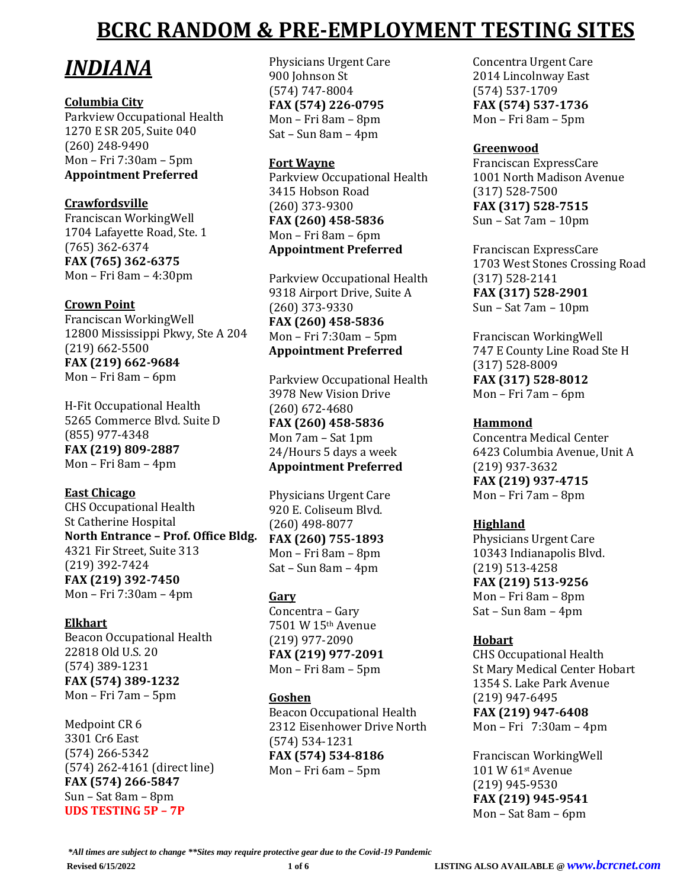# BCRC RANDOM & PRE-EMPLOYMENT TESTING SITES

## *INDIANA*

### Columbia City

Parkview Occupational Health
1270 E SR 205, Suite 040
(260) 248-9490
Mon – Fri 7:30am – 5pm
**Appointment Preferred**

### Crawfordsville

Franciscan WorkingWell
1704 Lafayette Road, Ste. 1
(765) 362-6374
**FAX (765) 362-6375**
Mon – Fri 8am – 4:30pm

### Crown Point

Franciscan WorkingWell
12800 Mississippi Pkwy, Ste A 204
(219) 662-5500
**FAX (219) 662-9684**
Mon – Fri 8am – 6pm

H-Fit Occupational Health
5265 Commerce Blvd. Suite D
(855) 977-4348
**FAX (219) 809-2887**
Mon – Fri 8am – 4pm

### East Chicago

CHS Occupational Health
St Catherine Hospital
**North Entrance – Prof. Office Bldg.**
4321 Fir Street, Suite 313
(219) 392-7424
**FAX (219) 392-7450**
Mon – Fri 7:30am – 4pm

### Elkhart

Beacon Occupational Health
22818 Old U.S. 20
(574) 389-1231
**FAX (574) 389-1232**
Mon – Fri 7am – 5pm

Medpoint CR 6
3301 Cr6 East
(574) 266-5342
(574) 262-4161 (direct line)
**FAX (574) 266-5847**
Sun – Sat 8am – 8pm
**UDS TESTING 5P – 7P**

Physicians Urgent Care
900 Johnson St
(574) 747-8004
**FAX (574) 226-0795**
Mon – Fri 8am – 8pm
Sat – Sun 8am – 4pm

### Fort Wayne

Parkview Occupational Health
3415 Hobson Road
(260) 373-9300
**FAX (260) 458-5836**
Mon – Fri 8am – 6pm
**Appointment Preferred**

Parkview Occupational Health
9318 Airport Drive, Suite A
(260) 373-9330
**FAX (260) 458-5836**
Mon – Fri 7:30am – 5pm
**Appointment Preferred**

Parkview Occupational Health
3978 New Vision Drive
(260) 672-4680
**FAX (260) 458-5836**
Mon 7am – Sat 1pm
24/Hours 5 days a week
**Appointment Preferred**

Physicians Urgent Care
920 E. Coliseum Blvd.
(260) 498-8077
**FAX (260) 755-1893**
Mon – Fri 8am – 8pm
Sat – Sun 8am – 4pm

### Gary

Concentra – Gary
7501 W 15th Avenue
(219) 977-2090
**FAX (219) 977-2091**
Mon – Fri 8am – 5pm

### Goshen

Beacon Occupational Health
2312 Eisenhower Drive North
(574) 534-1231
**FAX (574) 534-8186**
Mon – Fri 6am – 5pm

Concentra Urgent Care
2014 Lincolnway East
(574) 537-1709
**FAX (574) 537-1736**
Mon – Fri 8am – 5pm

### Greenwood

Franciscan ExpressCare
1001 North Madison Avenue
(317) 528-7500
**FAX (317) 528-7515**
Sun – Sat 7am – 10pm

Franciscan ExpressCare
1703 West Stones Crossing Road
(317) 528-2141
**FAX (317) 528-2901**
Sun – Sat 7am – 10pm

Franciscan WorkingWell
747 E County Line Road Ste H
(317) 528-8009
**FAX (317) 528-8012**
Mon – Fri 7am – 6pm

### Hammond

Concentra Medical Center
6423 Columbia Avenue, Unit A
(219) 937-3632
**FAX (219) 937-4715**
Mon – Fri 7am – 8pm

### Highland

Physicians Urgent Care
10343 Indianapolis Blvd.
(219) 513-4258
**FAX (219) 513-9256**
Mon – Fri 8am – 8pm
Sat – Sun 8am – 4pm

### Hobart

CHS Occupational Health
St Mary Medical Center Hobart
1354 S. Lake Park Avenue
(219) 947-6495
**FAX (219) 947-6408**
Mon – Fri 7:30am – 4pm

Franciscan WorkingWell
101 W 61st Avenue
(219) 945-9530
**FAX (219) 945-9541**
Mon – Sat 8am – 6pm

***All times are subject to change **Sites may require protective gear due to the Covid-19 Pandemic***

**Revised 6/15/2022** | **LISTING ALSO AVAILABLE @ *www.bcrcnet.com***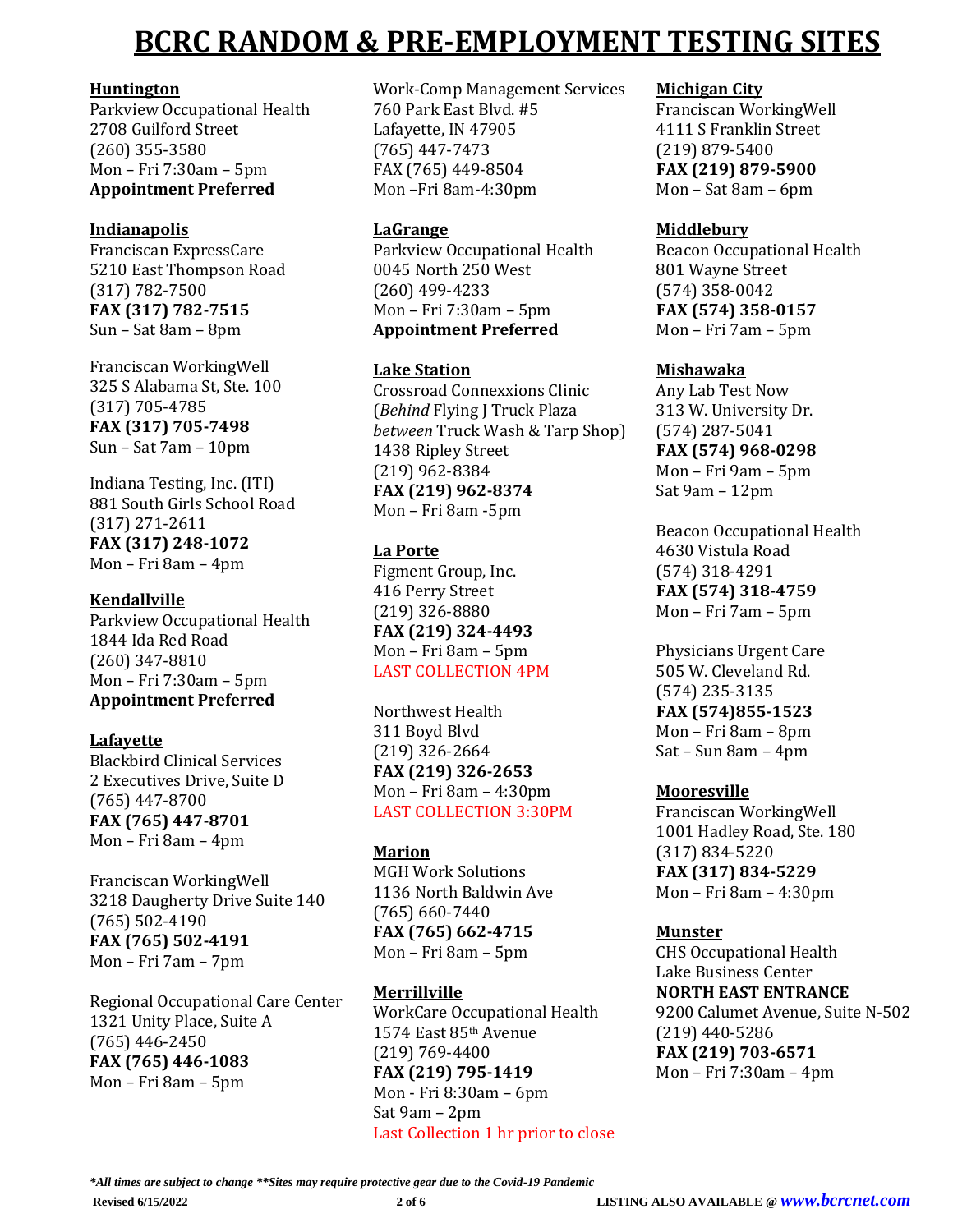# BCRC RANDOM & PRE-EMPLOYMENT TESTING SITES

**Huntington**
Parkview Occupational Health
2708 Guilford Street
(260) 355-3580
Mon – Fri 7:30am – 5pm
**Appointment Preferred**

**Indianapolis**
Franciscan ExpressCare
5210 East Thompson Road
(317) 782-7500
**FAX (317) 782-7515**
Sun – Sat 8am – 8pm

Franciscan WorkingWell
325 S Alabama St, Ste. 100
(317) 705-4785
**FAX (317) 705-7498**
Sun – Sat 7am – 10pm

Indiana Testing, Inc. (ITI)
881 South Girls School Road
(317) 271-2611
**FAX (317) 248-1072**
Mon – Fri 8am – 4pm

**Kendallville**
Parkview Occupational Health
1844 Ida Red Road
(260) 347-8810
Mon – Fri 7:30am – 5pm
**Appointment Preferred**

**Lafayette**
Blackbird Clinical Services
2 Executives Drive, Suite D
(765) 447-8700
**FAX (765) 447-8701**
Mon – Fri 8am – 4pm

Franciscan WorkingWell
3218 Daugherty Drive Suite 140
(765) 502-4190
**FAX (765) 502-4191**
Mon – Fri 7am – 7pm

Regional Occupational Care Center
1321 Unity Place, Suite A
(765) 446-2450
**FAX (765) 446-1083**
Mon – Fri 8am – 5pm

Work-Comp Management Services
760 Park East Blvd. #5
Lafayette, IN 47905
(765) 447-7473
FAX (765) 449-8504
Mon –Fri 8am-4:30pm

**LaGrange**
Parkview Occupational Health
0045 North 250 West
(260) 499-4233
Mon – Fri 7:30am – 5pm
**Appointment Preferred**

**Lake Station**
Crossroad Connexxions Clinic
(*Behind* Flying J Truck Plaza
*between* Truck Wash & Tarp Shop)
1438 Ripley Street
(219) 962-8384
**FAX (219) 962-8374**
Mon – Fri 8am -5pm

**La Porte**
Figment Group, Inc.
416 Perry Street
(219) 326-8880
**FAX (219) 324-4493**
Mon – Fri 8am – 5pm
LAST COLLECTION 4PM

Northwest Health
311 Boyd Blvd
(219) 326-2664
**FAX (219) 326-2653**
Mon – Fri 8am – 4:30pm
LAST COLLECTION 3:30PM

**Marion**
MGH Work Solutions
1136 North Baldwin Ave
(765) 660-7440
**FAX (765) 662-4715**
Mon – Fri 8am – 5pm

**Merrillville**
WorkCare Occupational Health
1574 East 85th Avenue
(219) 769-4400
**FAX (219) 795-1419**
Mon - Fri 8:30am – 6pm
Sat 9am – 2pm
Last Collection 1 hr prior to close

**Michigan City**
Franciscan WorkingWell
4111 S Franklin Street
(219) 879-5400
**FAX (219) 879-5900**
Mon – Sat 8am – 6pm

**Middlebury**
Beacon Occupational Health
801 Wayne Street
(574) 358-0042
**FAX (574) 358-0157**
Mon – Fri 7am – 5pm

**Mishawaka**
Any Lab Test Now
313 W. University Dr.
(574) 287-5041
**FAX (574) 968-0298**
Mon – Fri 9am – 5pm
Sat 9am – 12pm

Beacon Occupational Health
4630 Vistula Road
(574) 318-4291
**FAX (574) 318-4759**
Mon – Fri 7am – 5pm

Physicians Urgent Care
505 W. Cleveland Rd.
(574) 235-3135
**FAX (574)855-1523**
Mon – Fri 8am – 8pm
Sat – Sun 8am – 4pm

**Mooresville**
Franciscan WorkingWell
1001 Hadley Road, Ste. 180
(317) 834-5220
**FAX (317) 834-5229**
Mon – Fri 8am – 4:30pm

**Munster**
CHS Occupational Health
Lake Business Center
**NORTH EAST ENTRANCE**
9200 Calumet Avenue, Suite N-502
(219) 440-5286
**FAX (219) 703-6571**
Mon – Fri 7:30am – 4pm

***All times are subject to change **Sites may require protective gear due to the Covid-19 Pandemic***

**Revised 6/15/2022** **LISTING ALSO AVAILABLE @ *www.bcrcnet.com***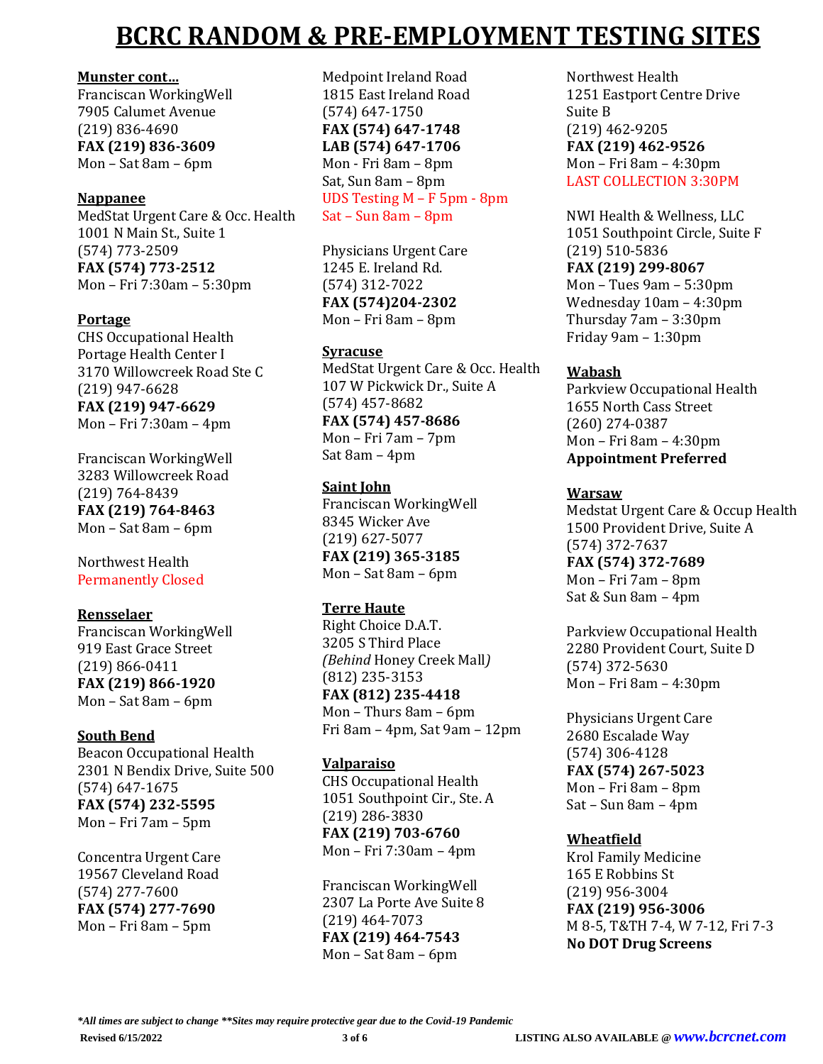# BCRC RANDOM & PRE-EMPLOYMENT TESTING SITES

**Munster cont…**
Franciscan WorkingWell
7905 Calumet Avenue
(219) 836-4690
**FAX (219) 836-3609**
Mon – Sat 8am – 6pm

**Nappanee**
MedStat Urgent Care & Occ. Health
1001 N Main St., Suite 1
(574) 773-2509
**FAX (574) 773-2512**
Mon – Fri 7:30am – 5:30pm

**Portage**
CHS Occupational Health
Portage Health Center I
3170 Willowcreek Road Ste C
(219) 947-6628
**FAX (219) 947-6629**
Mon – Fri 7:30am – 4pm

Franciscan WorkingWell
3283 Willowcreek Road
(219) 764-8439
**FAX (219) 764-8463**
Mon – Sat 8am – 6pm

Northwest Health
Permanently Closed

**Rensselaer**
Franciscan WorkingWell
919 East Grace Street
(219) 866-0411
**FAX (219) 866-1920**
Mon – Sat 8am – 6pm

**South Bend**
Beacon Occupational Health
2301 N Bendix Drive, Suite 500
(574) 647-1675
**FAX (574) 232-5595**
Mon – Fri 7am – 5pm

Concentra Urgent Care
19567 Cleveland Road
(574) 277-7600
**FAX (574) 277-7690**
Mon – Fri 8am – 5pm

Medpoint Ireland Road
1815 East Ireland Road
(574) 647-1750
**FAX (574) 647-1748**
**LAB (574) 647-1706**
Mon - Fri 8am – 8pm
Sat, Sun 8am – 8pm
UDS Testing M – F 5pm - 8pm
Sat – Sun 8am – 8pm

Physicians Urgent Care
1245 E. Ireland Rd.
(574) 312-7022
**FAX (574)204-2302**
Mon – Fri 8am – 8pm

**Syracuse**
MedStat Urgent Care & Occ. Health
107 W Pickwick Dr., Suite A
(574) 457-8682
**FAX (574) 457-8686**
Mon – Fri 7am – 7pm
Sat 8am – 4pm

**Saint John**
Franciscan WorkingWell
8345 Wicker Ave
(219) 627-5077
**FAX (219) 365-3185**
Mon – Sat 8am – 6pm

**Terre Haute**
Right Choice D.A.T.
3205 S Third Place
*(Behind* Honey Creek Mall*)*
(812) 235-3153
**FAX (812) 235-4418**
Mon – Thurs 8am – 6pm
Fri 8am – 4pm, Sat 9am – 12pm

**Valparaiso**
CHS Occupational Health
1051 Southpoint Cir., Ste. A
(219) 286-3830
**FAX (219) 703-6760**
Mon – Fri 7:30am – 4pm

Franciscan WorkingWell
2307 La Porte Ave Suite 8
(219) 464-7073
**FAX (219) 464-7543**
Mon – Sat 8am – 6pm

Northwest Health
1251 Eastport Centre Drive
Suite B
(219) 462-9205
**FAX (219) 462-9526**
Mon – Fri 8am – 4:30pm
LAST COLLECTION 3:30PM

NWI Health & Wellness, LLC
1051 Southpoint Circle, Suite F
(219) 510-5836
**FAX (219) 299-8067**
Mon – Tues 9am – 5:30pm
Wednesday 10am – 4:30pm
Thursday 7am – 3:30pm
Friday 9am – 1:30pm

**Wabash**
Parkview Occupational Health
1655 North Cass Street
(260) 274-0387
Mon – Fri 8am – 4:30pm
**Appointment Preferred**

**Warsaw**
Medstat Urgent Care & Occup Health
1500 Provident Drive, Suite A
(574) 372-7637
**FAX (574) 372-7689**
Mon – Fri 7am – 8pm
Sat & Sun 8am – 4pm

Parkview Occupational Health
2280 Provident Court, Suite D
(574) 372-5630
Mon – Fri 8am – 4:30pm

Physicians Urgent Care
2680 Escalade Way
(574) 306-4128
**FAX (574) 267-5023**
Mon – Fri 8am – 8pm
Sat – Sun 8am – 4pm

**Wheatfield**
Krol Family Medicine
165 E Robbins St
(219) 956-3004
**FAX (219) 956-3006**
M 8-5, T&TH 7-4, W 7-12, Fri 7-3
**No DOT Drug Screens**

***All times are subject to change **Sites may require protective gear due to the Covid-19 Pandemic***

**Revised 6/15/2022** — **LISTING ALSO AVAILABLE @ *www.bcrcnet.com***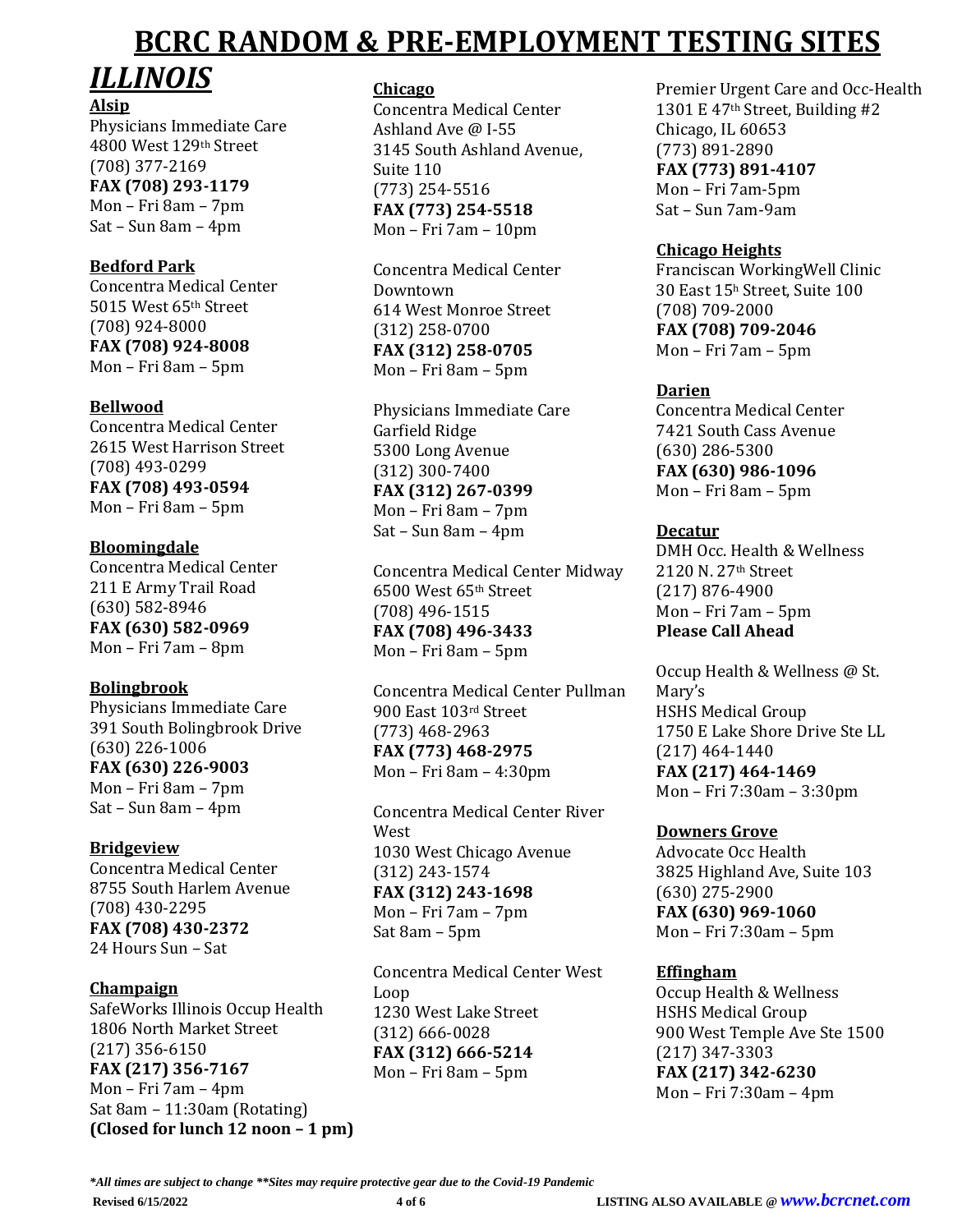# BCRC RANDOM & PRE-EMPLOYMENT TESTING SITES

## *ILLINOIS*

**Alsip**
Physicians Immediate Care
4800 West 129th Street
(708) 377-2169
**FAX (708) 293-1179**
Mon – Fri 8am – 7pm
Sat – Sun 8am – 4pm

**Bedford Park**
Concentra Medical Center
5015 West 65th Street
(708) 924-8000
**FAX (708) 924-8008**
Mon – Fri 8am – 5pm

**Bellwood**
Concentra Medical Center
2615 West Harrison Street
(708) 493-0299
**FAX (708) 493-0594**
Mon – Fri 8am – 5pm

**Bloomingdale**
Concentra Medical Center
211 E Army Trail Road
(630) 582-8946
**FAX (630) 582-0969**
Mon – Fri 7am – 8pm

**Bolingbrook**
Physicians Immediate Care
391 South Bolingbrook Drive
(630) 226-1006
**FAX (630) 226-9003**
Mon – Fri 8am – 7pm
Sat – Sun 8am – 4pm

**Bridgeview**
Concentra Medical Center
8755 South Harlem Avenue
(708) 430-2295
**FAX (708) 430-2372**
24 Hours Sun – Sat

**Champaign**
SafeWorks Illinois Occup Health
1806 North Market Street
(217) 356-6150
**FAX (217) 356-7167**
Mon – Fri 7am – 4pm
Sat 8am – 11:30am (Rotating)
**(Closed for lunch 12 noon – 1 pm)**

**Chicago**
Concentra Medical Center
Ashland Ave @ I-55
3145 South Ashland Avenue, Suite 110
(773) 254-5516
**FAX (773) 254-5518**
Mon – Fri 7am – 10pm

Concentra Medical Center Downtown
614 West Monroe Street
(312) 258-0700
**FAX (312) 258-0705**
Mon – Fri 8am – 5pm

Physicians Immediate Care
Garfield Ridge
5300 Long Avenue
(312) 300-7400
**FAX (312) 267-0399**
Mon – Fri 8am – 7pm
Sat – Sun 8am – 4pm

Concentra Medical Center Midway
6500 West 65th Street
(708) 496-1515
**FAX (708) 496-3433**
Mon – Fri 8am – 5pm

Concentra Medical Center Pullman
900 East 103rd Street
(773) 468-2963
**FAX (773) 468-2975**
Mon – Fri 8am – 4:30pm

Concentra Medical Center River West
1030 West Chicago Avenue
(312) 243-1574
**FAX (312) 243-1698**
Mon – Fri 7am – 7pm
Sat 8am – 5pm

Concentra Medical Center West Loop
1230 West Lake Street
(312) 666-0028
**FAX (312) 666-5214**
Mon – Fri 8am – 5pm

Premier Urgent Care and Occ-Health
1301 E 47th Street, Building #2
Chicago, IL 60653
(773) 891-2890
**FAX (773) 891-4107**
Mon – Fri 7am-5pm
Sat – Sun 7am-9am

**Chicago Heights**
Franciscan WorkingWell Clinic
30 East 15th Street, Suite 100
(708) 709-2000
**FAX (708) 709-2046**
Mon – Fri 7am – 5pm

**Darien**
Concentra Medical Center
7421 South Cass Avenue
(630) 286-5300
**FAX (630) 986-1096**
Mon – Fri 8am – 5pm

**Decatur**
DMH Occ. Health & Wellness
2120 N. 27th Street
(217) 876-4900
Mon – Fri 7am – 5pm
**Please Call Ahead**

Occup Health & Wellness @ St. Mary's
HSHS Medical Group
1750 E Lake Shore Drive Ste LL
(217) 464-1440
**FAX (217) 464-1469**
Mon – Fri 7:30am – 3:30pm

**Downers Grove**
Advocate Occ Health
3825 Highland Ave, Suite 103
(630) 275-2900
**FAX (630) 969-1060**
Mon – Fri 7:30am – 5pm

**Effingham**
Occup Health & Wellness
HSHS Medical Group
900 West Temple Ave Ste 1500
(217) 347-3303
**FAX (217) 342-6230**
Mon – Fri 7:30am – 4pm

***All times are subject to change **Sites may require protective gear due to the Covid-19 Pandemic***

**Revised 6/15/2022** | **LISTING ALSO AVAILABLE @ *www.bcrcnet.com***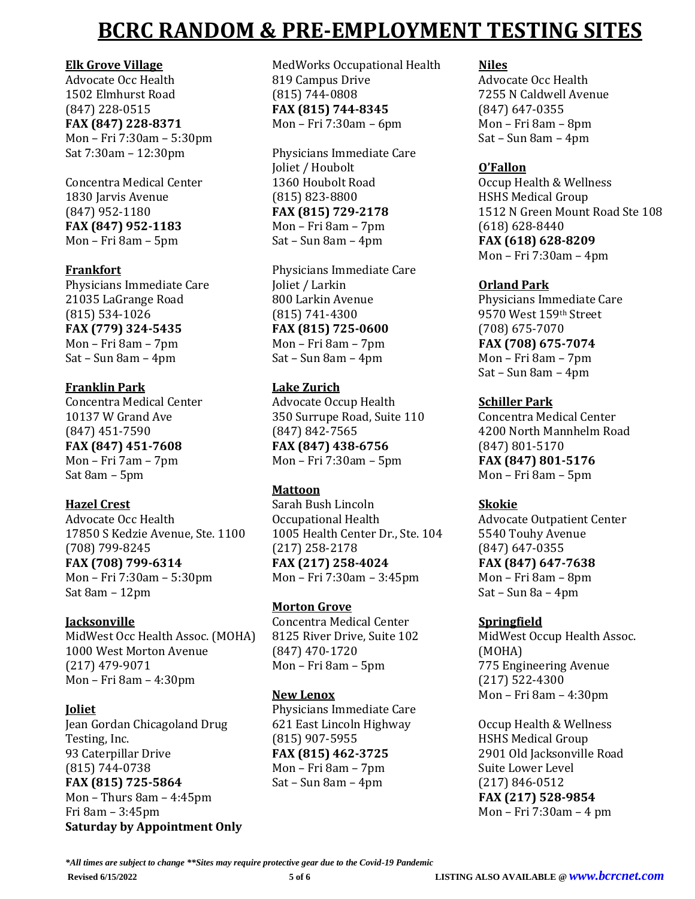# BCRC RANDOM & PRE-EMPLOYMENT TESTING SITES

**Elk Grove Village**
Advocate Occ Health
1502 Elmhurst Road
(847) 228-0515
**FAX (847) 228-8371**
Mon – Fri 7:30am – 5:30pm
Sat 7:30am – 12:30pm

Concentra Medical Center
1830 Jarvis Avenue
(847) 952-1180
**FAX (847) 952-1183**
Mon – Fri 8am – 5pm

**Frankfort**
Physicians Immediate Care
21035 LaGrange Road
(815) 534-1026
**FAX (779) 324-5435**
Mon – Fri 8am – 7pm
Sat – Sun 8am – 4pm

**Franklin Park**
Concentra Medical Center
10137 W Grand Ave
(847) 451-7590
**FAX (847) 451-7608**
Mon – Fri 7am – 7pm
Sat 8am – 5pm

**Hazel Crest**
Advocate Occ Health
17850 S Kedzie Avenue, Ste. 1100
(708) 799-8245
**FAX (708) 799-6314**
Mon – Fri 7:30am – 5:30pm
Sat 8am – 12pm

**Jacksonville**
MidWest Occ Health Assoc. (MOHA)
1000 West Morton Avenue
(217) 479-9071
Mon – Fri 8am – 4:30pm

**Joliet**
Jean Gordan Chicagoland Drug Testing, Inc.
93 Caterpillar Drive
(815) 744-0738
**FAX (815) 725-5864**
Mon – Thurs 8am – 4:45pm
Fri 8am – 3:45pm
**Saturday by Appointment Only**

MedWorks Occupational Health
819 Campus Drive
(815) 744-0808
**FAX (815) 744-8345**
Mon – Fri 7:30am – 6pm

Physicians Immediate Care
Joliet / Houbolt
1360 Houbolt Road
(815) 823-8800
**FAX (815) 729-2178**
Mon – Fri 8am – 7pm
Sat – Sun 8am – 4pm

Physicians Immediate Care
Joliet / Larkin
800 Larkin Avenue
(815) 741-4300
**FAX (815) 725-0600**
Mon – Fri 8am – 7pm
Sat – Sun 8am – 4pm

**Lake Zurich**
Advocate Occup Health
350 Surrupe Road, Suite 110
(847) 842-7565
**FAX (847) 438-6756**
Mon – Fri 7:30am – 5pm

**Mattoon**
Sarah Bush Lincoln Occupational Health
1005 Health Center Dr., Ste. 104
(217) 258-2178
**FAX (217) 258-4024**
Mon – Fri 7:30am – 3:45pm

**Morton Grove**
Concentra Medical Center
8125 River Drive, Suite 102
(847) 470-1720
Mon – Fri 8am – 5pm

**New Lenox**
Physicians Immediate Care
621 East Lincoln Highway
(815) 907-5955
**FAX (815) 462-3725**
Mon – Fri 8am – 7pm
Sat – Sun 8am – 4pm

**Niles**
Advocate Occ Health
7255 N Caldwell Avenue
(847) 647-0355
Mon – Fri 8am – 8pm
Sat – Sun 8am – 4pm

**O'Fallon**
Occup Health & Wellness
HSHS Medical Group
1512 N Green Mount Road Ste 108
(618) 628-8440
**FAX (618) 628-8209**
Mon – Fri 7:30am – 4pm

**Orland Park**
Physicians Immediate Care
9570 West 159th Street
(708) 675-7070
**FAX (708) 675-7074**
Mon – Fri 8am – 7pm
Sat – Sun 8am – 4pm

**Schiller Park**
Concentra Medical Center
4200 North Mannhelm Road
(847) 801-5170
**FAX (847) 801-5176**
Mon – Fri 8am – 5pm

**Skokie**
Advocate Outpatient Center
5540 Touhy Avenue
(847) 647-0355
**FAX (847) 647-7638**
Mon – Fri 8am – 8pm
Sat – Sun 8a – 4pm

**Springfield**
MidWest Occup Health Assoc. (MOHA)
775 Engineering Avenue
(217) 522-4300
Mon – Fri 8am – 4:30pm

Occup Health & Wellness
HSHS Medical Group
2901 Old Jacksonville Road
Suite Lower Level
(217) 846-0512
**FAX (217) 528-9854**
Mon – Fri 7:30am – 4 pm

***All times are subject to change **Sites may require protective gear due to the Covid-19 Pandemic***

**Revised 6/15/2022** — **LISTING ALSO AVAILABLE @ *www.bcrcnet.com***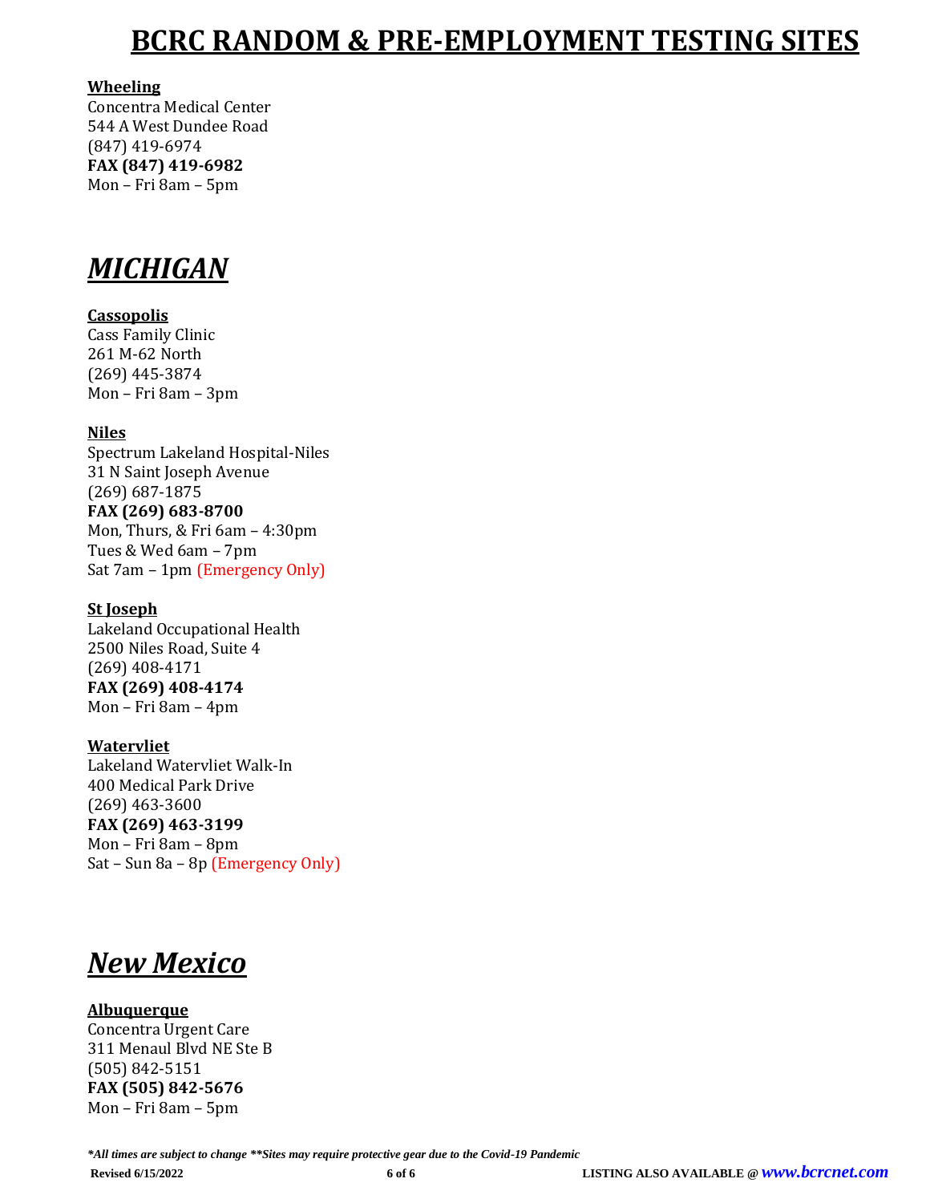# BCRC RANDOM & PRE-EMPLOYMENT TESTING SITES

**Wheeling**
Concentra Medical Center
544 A West Dundee Road
(847) 419-6974
**FAX (847) 419-6982**
Mon – Fri 8am – 5pm

## *MICHIGAN*

**Cassopolis**
Cass Family Clinic
261 M-62 North
(269) 445-3874
Mon – Fri 8am – 3pm

**Niles**
Spectrum Lakeland Hospital-Niles
31 N Saint Joseph Avenue
(269) 687-1875
**FAX (269) 683-8700**
Mon, Thurs, & Fri 6am – 4:30pm
Tues & Wed 6am – 7pm
Sat 7am – 1pm (Emergency Only)

**St Joseph**
Lakeland Occupational Health
2500 Niles Road, Suite 4
(269) 408-4171
**FAX (269) 408-4174**
Mon – Fri 8am – 4pm

**Watervliet**
Lakeland Watervliet Walk-In
400 Medical Park Drive
(269) 463-3600
**FAX (269) 463-3199**
Mon – Fri 8am – 8pm
Sat – Sun 8a – 8p (Emergency Only)

## *New Mexico*

**Albuquerque**
Concentra Urgent Care
311 Menaul Blvd NE Ste B
(505) 842-5151
**FAX (505) 842-5676**
Mon – Fri 8am – 5pm

***All times are subject to change \**Sites may require protective gear due to the Covid-19 Pandemic***

**Revised 6/15/2022** **LISTING ALSO AVAILABLE @ *www.bcrcnet.com***